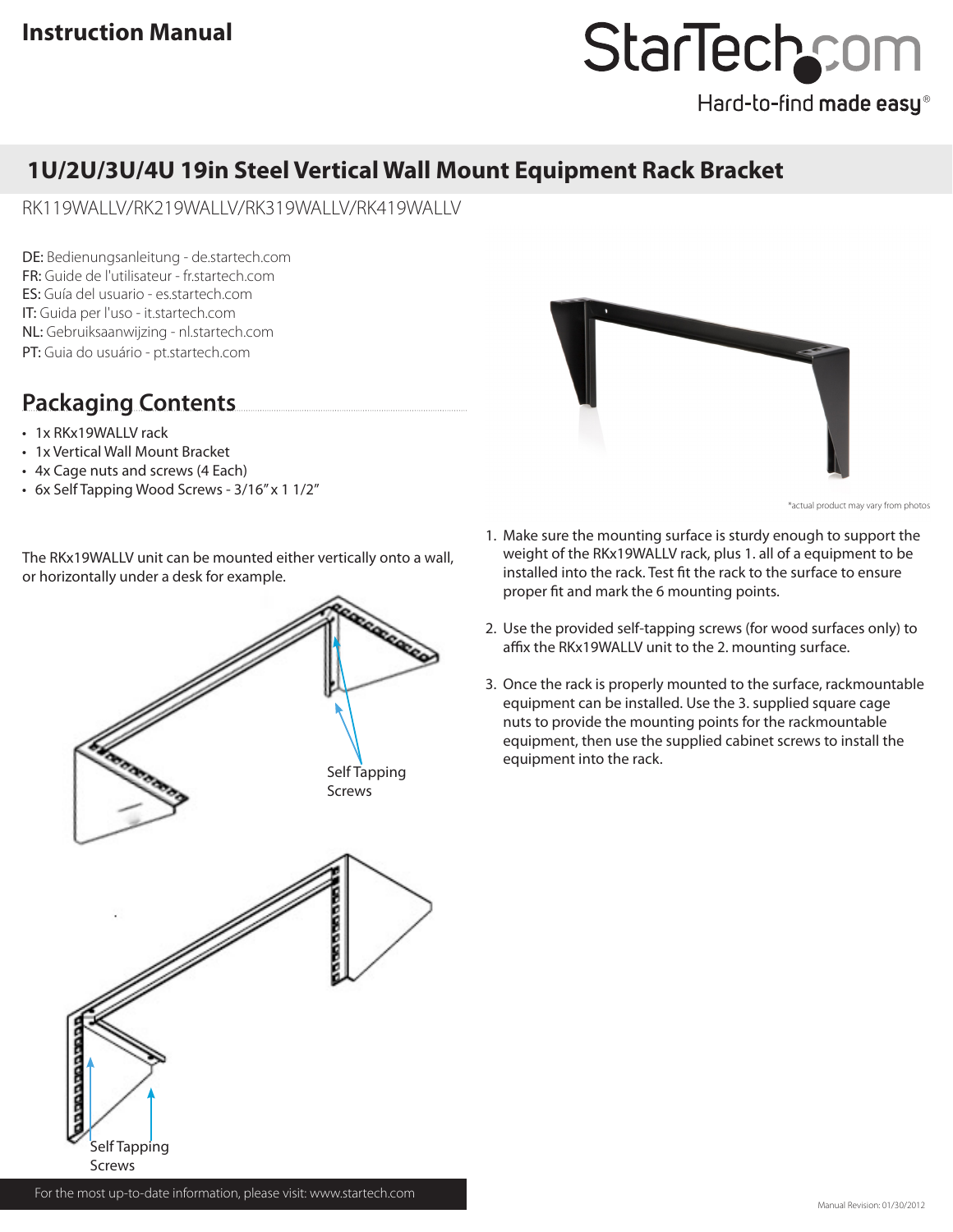# Instruction Manual

# 1U/2U/3U/4U 19in Steel Vertical Wall Mount Equipment Rack Bracket

RK119WALLV/RK219WALLV/RK319WALLV/RK419WALLV

DE: Bedienungsanleitung - de.startech.com
FR: Guide de l'utilisateur - fr.startech.com
ES: Guía del usuario - es.startech.com
IT: Guida per l'uso - it.startech.com
NL: Gebruiksaanwijzing - nl.startech.com
PT: Guia do usuário - pt.startech.com

## Packaging Contents

- 1x RKx19WALLV rack
- 1x Vertical Wall Mount Bracket
- 4x Cage nuts and screws (4 Each)
- 6x Self Tapping Wood Screws - 3/16" x 1 1/2"

*actual product may vary from photos

The RKx19WALLV unit can be mounted either vertically onto a wall, or horizontally under a desk for example.

Self Tapping Screws

Self Tapping Screws

1. Make sure the mounting surface is sturdy enough to support the weight of the RKx19WALLV rack, plus all of a equipment to be installed into the rack. Test fit the rack to the surface to ensure proper fit and mark the 6 mounting points.
2. Use the provided self-tapping screws (for wood surfaces only) to affix the RKx19WALLV unit to the mounting surface.
3. Once the rack is properly mounted to the surface, rackmountable equipment can be installed. Use the supplied square cage nuts to provide the mounting points for the rackmountable equipment, then use the supplied cabinet screws to install the equipment into the rack.

For the most up-to-date information, please visit: www.startech.com

Manual Revision: 01/30/2012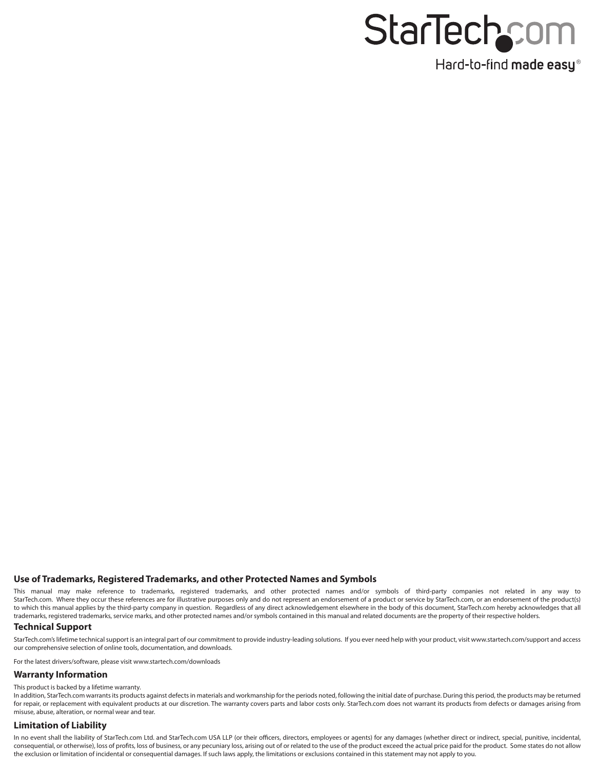StarTech.com

Hard-to-find **made easy**®

## Use of Trademarks, Registered Trademarks, and other Protected Names and Symbols

This manual may make reference to trademarks, registered trademarks, and other protected names and/or symbols of third-party companies not related in any way to StarTech.com. Where they occur these references are for illustrative purposes only and do not represent an endorsement of a product or service by StarTech.com, or an endorsement of the product(s) to which this manual applies by the third-party company in question. Regardless of any direct acknowledgement elsewhere in the body of this document, StarTech.com hereby acknowledges that all trademarks, registered trademarks, service marks, and other protected names and/or symbols contained in this manual and related documents are the property of their respective holders.

## Technical Support

StarTech.com's lifetime technical support is an integral part of our commitment to provide industry-leading solutions. If you ever need help with your product, visit www.startech.com/support and access our comprehensive selection of online tools, documentation, and downloads.

For the latest drivers/software, please visit www.startech.com/downloads

## Warranty Information

This product is backed by a lifetime warranty.

In addition, StarTech.com warrants its products against defects in materials and workmanship for the periods noted, following the initial date of purchase. During this period, the products may be returned for repair, or replacement with equivalent products at our discretion. The warranty covers parts and labor costs only. StarTech.com does not warrant its products from defects or damages arising from misuse, abuse, alteration, or normal wear and tear.

## Limitation of Liability

In no event shall the liability of StarTech.com Ltd. and StarTech.com USA LLP (or their officers, directors, employees or agents) for any damages (whether direct or indirect, special, punitive, incidental, consequential, or otherwise), loss of profits, loss of business, or any pecuniary loss, arising out of or related to the use of the product exceed the actual price paid for the product. Some states do not allow the exclusion or limitation of incidental or consequential damages. If such laws apply, the limitations or exclusions contained in this statement may not apply to you.